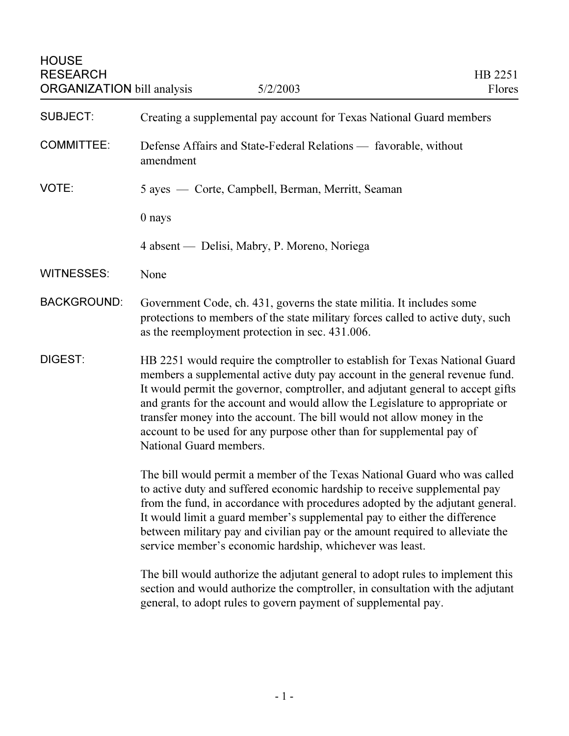HOUSE
RESEARCH
ORGANIZATION bill analysis 5/2/2003

HB 2251
Flores

| | |
|---|---|
| SUBJECT: | Creating a supplemental pay account for Texas National Guard members |
| COMMITTEE: | Defense Affairs and State-Federal Relations — favorable, without amendment |
| VOTE: | 5 ayes — Corte, Campbell, Berman, Merritt, Seaman<br><br>0 nays<br><br>4 absent — Delisi, Mabry, P. Moreno, Noriega |
| WITNESSES: | None |
| BACKGROUND: | Government Code, ch. 431, governs the state militia. It includes some protections to members of the state military forces called to active duty, such as the reemployment protection in sec. 431.006. |
| DIGEST: | HB 2251 would require the comptroller to establish for Texas National Guard members a supplemental active duty pay account in the general revenue fund. It would permit the governor, comptroller, and adjutant general to accept gifts and grants for the account and would allow the Legislature to appropriate or transfer money into the account. The bill would not allow money in the account to be used for any purpose other than for supplemental pay of National Guard members.<br><br>The bill would permit a member of the Texas National Guard who was called to active duty and suffered economic hardship to receive supplemental pay from the fund, in accordance with procedures adopted by the adjutant general. It would limit a guard member's supplemental pay to either the difference between military pay and civilian pay or the amount required to alleviate the service member's economic hardship, whichever was least.<br><br>The bill would authorize the adjutant general to adopt rules to implement this section and would authorize the comptroller, in consultation with the adjutant general, to adopt rules to govern payment of supplemental pay. |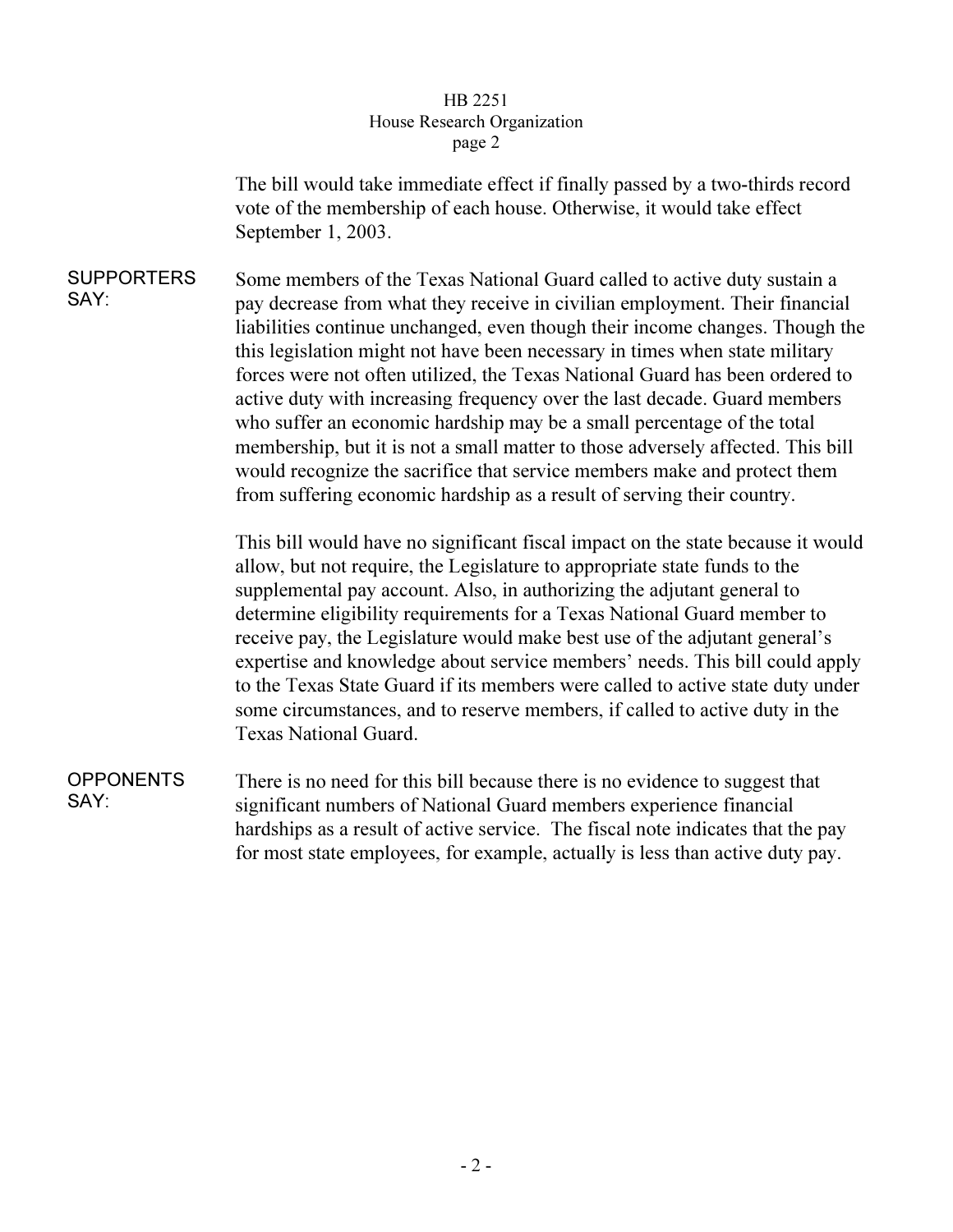The bill would take immediate effect if finally passed by a two-thirds record vote of the membership of each house. Otherwise, it would take effect September 1, 2003.

**SUPPORTERS SAY:**

Some members of the Texas National Guard called to active duty sustain a pay decrease from what they receive in civilian employment. Their financial liabilities continue unchanged, even though their income changes. Though the this legislation might not have been necessary in times when state military forces were not often utilized, the Texas National Guard has been ordered to active duty with increasing frequency over the last decade. Guard members who suffer an economic hardship may be a small percentage of the total membership, but it is not a small matter to those adversely affected. This bill would recognize the sacrifice that service members make and protect them from suffering economic hardship as a result of serving their country.

This bill would have no significant fiscal impact on the state because it would allow, but not require, the Legislature to appropriate state funds to the supplemental pay account. Also, in authorizing the adjutant general to determine eligibility requirements for a Texas National Guard member to receive pay, the Legislature would make best use of the adjutant general's expertise and knowledge about service members' needs. This bill could apply to the Texas State Guard if its members were called to active state duty under some circumstances, and to reserve members, if called to active duty in the Texas National Guard.

**OPPONENTS SAY:**

There is no need for this bill because there is no evidence to suggest that significant numbers of National Guard members experience financial hardships as a result of active service. The fiscal note indicates that the pay for most state employees, for example, actually is less than active duty pay.